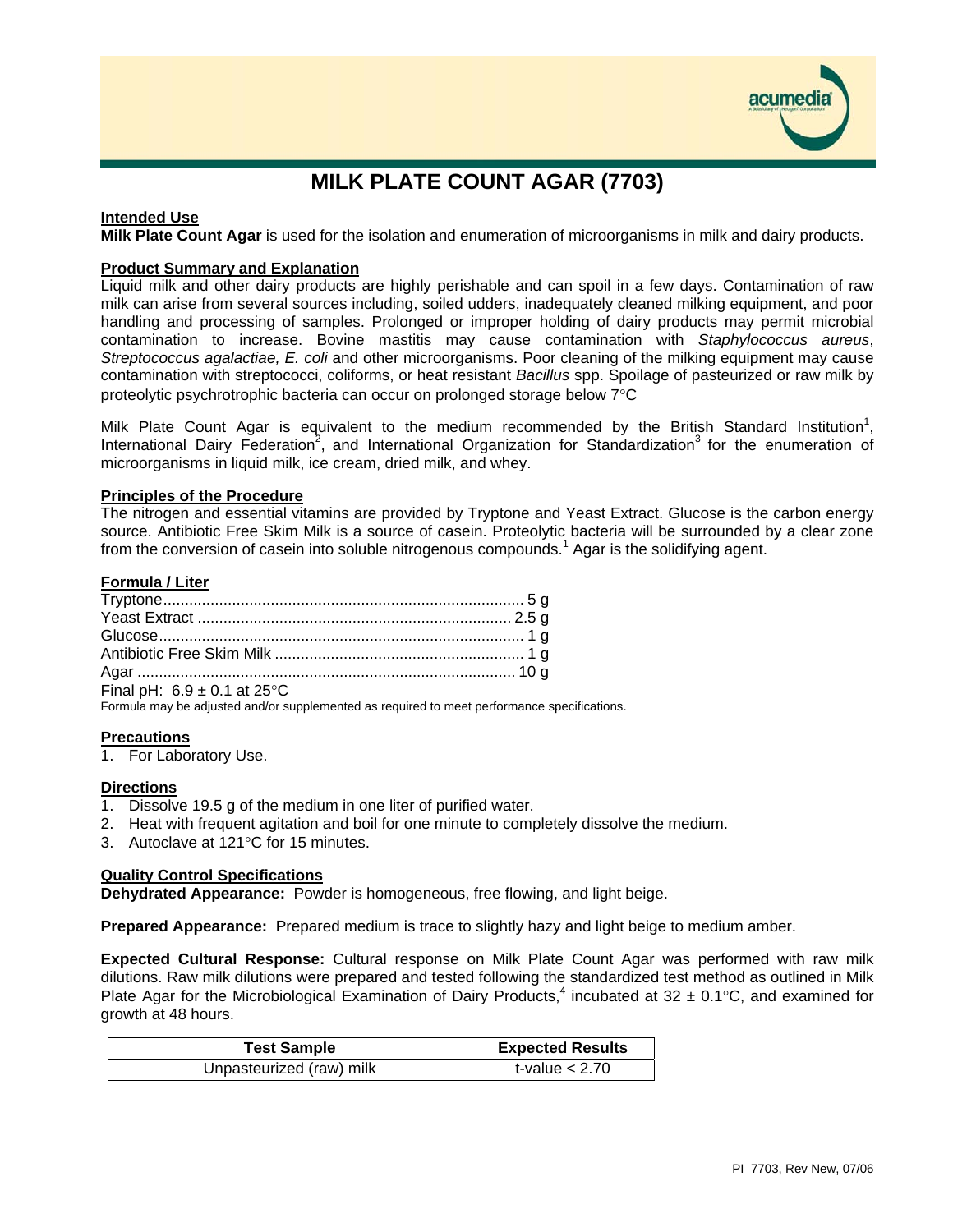# MILK PLATE COUNT AGAR (7703)

## Intended Use

**Milk Plate Count Agar** is used for the isolation and enumeration of microorganisms in milk and dairy products.

## Product Summary and Explanation

Liquid milk and other dairy products are highly perishable and can spoil in a few days. Contamination of raw milk can arise from several sources including, soiled udders, inadequately cleaned milking equipment, and poor handling and processing of samples. Prolonged or improper holding of dairy products may permit microbial contamination to increase. Bovine mastitis may cause contamination with *Staphylococcus aureus*, *Streptococcus agalactiae, E. coli* and other microorganisms. Poor cleaning of the milking equipment may cause contamination with streptococci, coliforms, or heat resistant *Bacillus* spp. Spoilage of pasteurized or raw milk by proteolytic psychrotrophic bacteria can occur on prolonged storage below 7°C

Milk Plate Count Agar is equivalent to the medium recommended by the British Standard Institution[1], International Dairy Federation[2], and International Organization for Standardization[3] for the enumeration of microorganisms in liquid milk, ice cream, dried milk, and whey.

## Principles of the Procedure

The nitrogen and essential vitamins are provided by Tryptone and Yeast Extract. Glucose is the carbon energy source. Antibiotic Free Skim Milk is a source of casein. Proteolytic bacteria will be surrounded by a clear zone from the conversion of casein into soluble nitrogenous compounds.[1] Agar is the solidifying agent.

## Formula / Liter

| | |
|---|---|
| Tryptone | 5 g |
| Yeast Extract | 2.5 g |
| Glucose | 1 g |
| Antibiotic Free Skim Milk | 1 g |
| Agar | 10 g |

Final pH: 6.9 ± 0.1 at 25°C

Formula may be adjusted and/or supplemented as required to meet performance specifications.

## Precautions

1. For Laboratory Use.

## Directions

1. Dissolve 19.5 g of the medium in one liter of purified water.
2. Heat with frequent agitation and boil for one minute to completely dissolve the medium.
3. Autoclave at 121°C for 15 minutes.

## Quality Control Specifications

**Dehydrated Appearance:** Powder is homogeneous, free flowing, and light beige.

**Prepared Appearance:** Prepared medium is trace to slightly hazy and light beige to medium amber.

**Expected Cultural Response:** Cultural response on Milk Plate Count Agar was performed with raw milk dilutions. Raw milk dilutions were prepared and tested following the standardized test method as outlined in Milk Plate Agar for the Microbiological Examination of Dairy Products,[4] incubated at 32 ± 0.1°C, and examined for growth at 48 hours.

| Test Sample | Expected Results |
|---|---|
| Unpasteurized (raw) milk | t-value < 2.70 |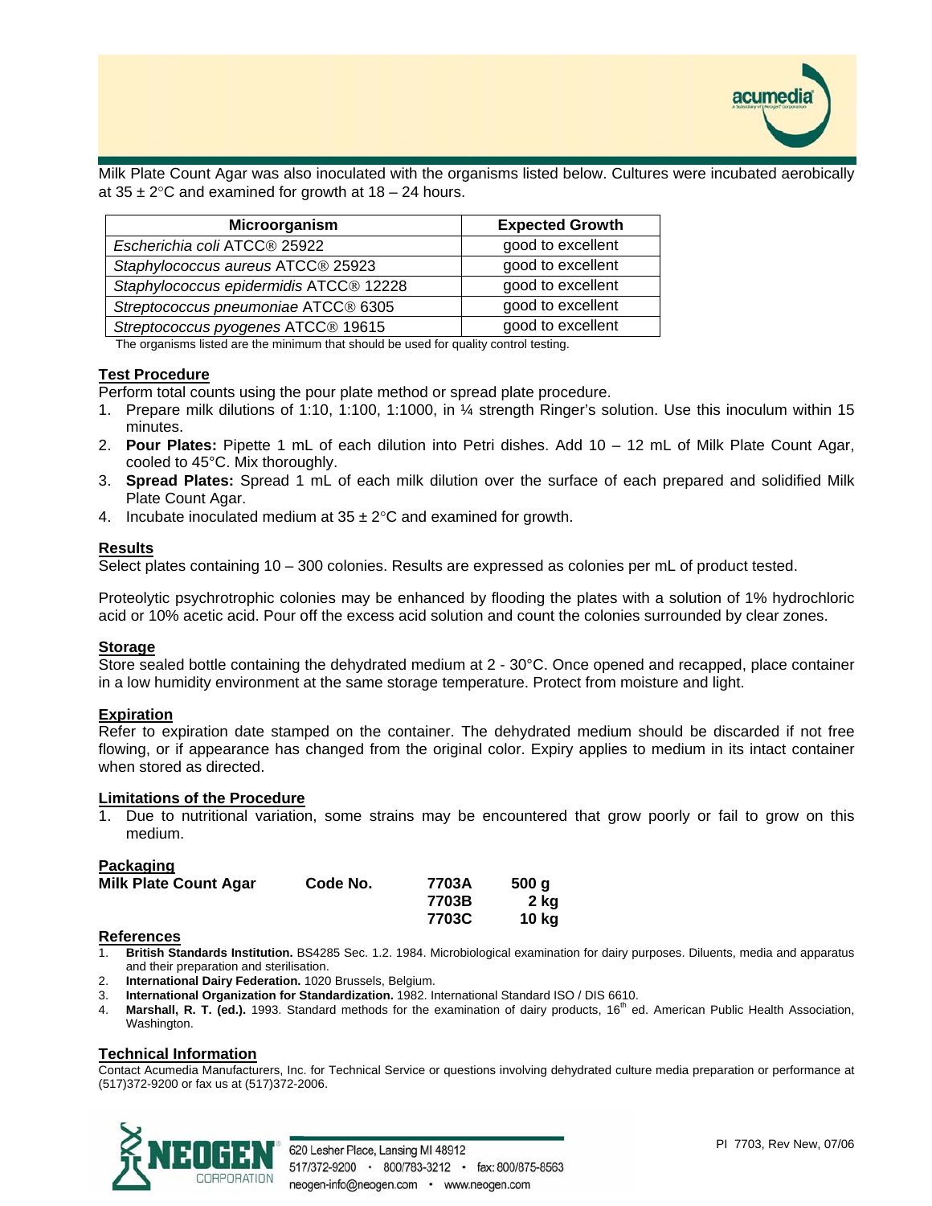Milk Plate Count Agar was also inoculated with the organisms listed below. Cultures were incubated aerobically at 35 ± 2°C and examined for growth at 18 – 24 hours.

| Microorganism | Expected Growth |
|---|---|
| *Escherichia coli* ATCC® 25922 | good to excellent |
| *Staphylococcus aureus* ATCC® 25923 | good to excellent |
| *Staphylococcus epidermidis* ATCC® 12228 | good to excellent |
| *Streptococcus pneumoniae* ATCC® 6305 | good to excellent |
| *Streptococcus pyogenes* ATCC® 19615 | good to excellent |

The organisms listed are the minimum that should be used for quality control testing.

## Test Procedure

Perform total counts using the pour plate method or spread plate procedure.

1. Prepare milk dilutions of 1:10, 1:100, 1:1000, in ¼ strength Ringer's solution. Use this inoculum within 15 minutes.
2. **Pour Plates:** Pipette 1 mL of each dilution into Petri dishes. Add 10 – 12 mL of Milk Plate Count Agar, cooled to 45°C. Mix thoroughly.
3. **Spread Plates:** Spread 1 mL of each milk dilution over the surface of each prepared and solidified Milk Plate Count Agar.
4. Incubate inoculated medium at 35 ± 2°C and examined for growth.

## Results

Select plates containing 10 – 300 colonies. Results are expressed as colonies per mL of product tested.

Proteolytic psychrotrophic colonies may be enhanced by flooding the plates with a solution of 1% hydrochloric acid or 10% acetic acid. Pour off the excess acid solution and count the colonies surrounded by clear zones.

## Storage

Store sealed bottle containing the dehydrated medium at 2 - 30°C. Once opened and recapped, place container in a low humidity environment at the same storage temperature. Protect from moisture and light.

## Expiration

Refer to expiration date stamped on the container. The dehydrated medium should be discarded if not free flowing, or if appearance has changed from the original color. Expiry applies to medium in its intact container when stored as directed.

## Limitations of the Procedure

1. Due to nutritional variation, some strains may be encountered that grow poorly or fail to grow on this medium.

## Packaging

| | | | |
|---|---|---|---|
| **Milk Plate Count Agar** | **Code No.** | **7703A** | **500 g** |
| | | **7703B** | **2 kg** |
| | | **7703C** | **10 kg** |

## References

1. **British Standards Institution.** BS4285 Sec. 1.2. 1984. Microbiological examination for dairy purposes. Diluents, media and apparatus and their preparation and sterilisation.
2. **International Dairy Federation.** 1020 Brussels, Belgium.
3. **International Organization for Standardization.** 1982. International Standard ISO / DIS 6610.
4. **Marshall, R. T. (ed.).** 1993. Standard methods for the examination of dairy products, 16th ed. American Public Health Association, Washington.

## Technical Information

Contact Acumedia Manufacturers, Inc. for Technical Service or questions involving dehydrated culture media preparation or performance at (517)372-9200 or fax us at (517)372-2006.

620 Lesher Place, Lansing MI 48912
517/372-9200 • 800/783-3212 • fax: 800/875-8563
neogen-info@neogen.com • www.neogen.com

PI 7703, Rev New, 07/06